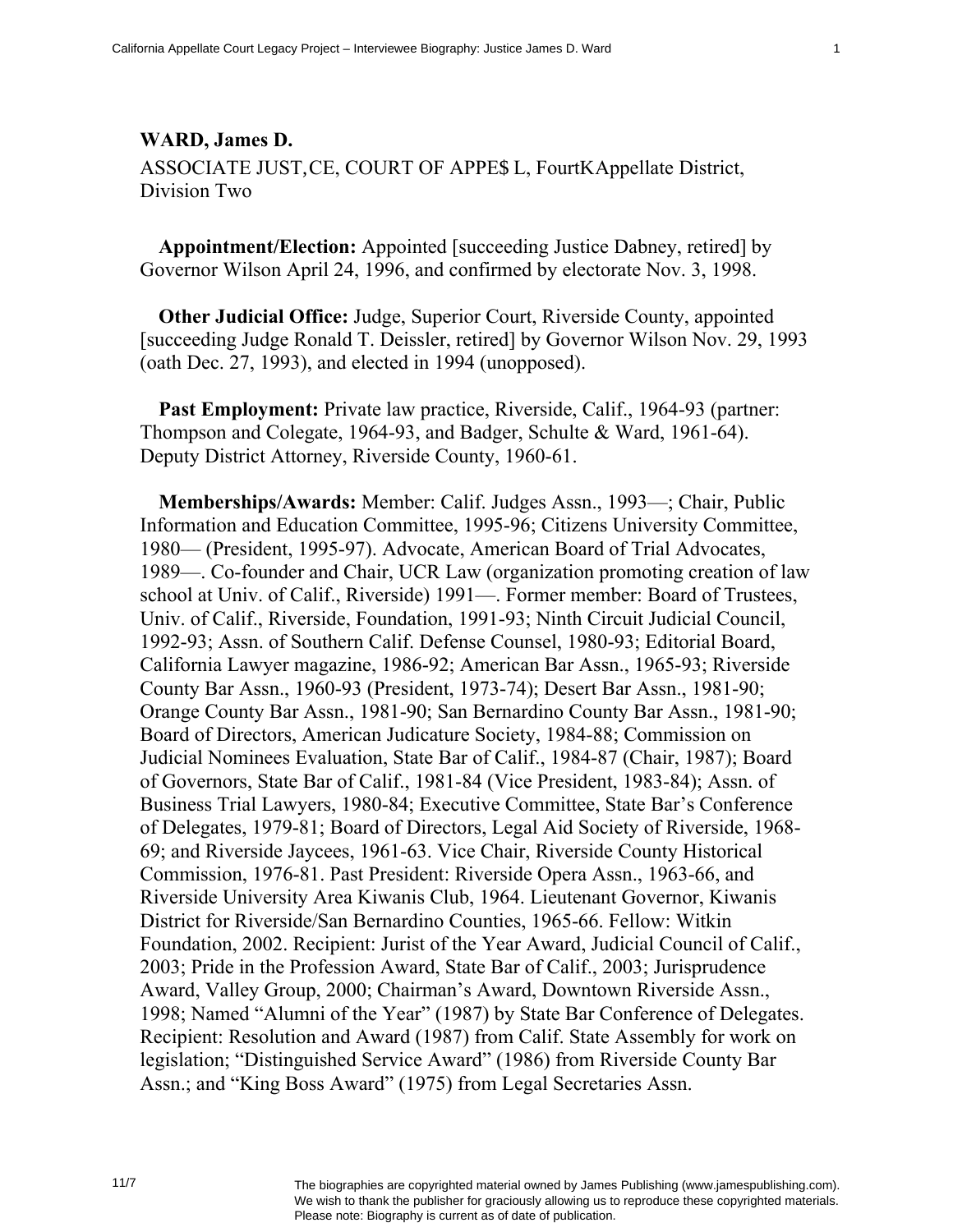**WARD, James D.**

ASSOCIATE JUST,CE, COURT OF APPE$ L, FourtKAppellate District, Division Two

**Appointment/Election:** Appointed [succeeding Justice Dabney, retired] by Governor Wilson April 24, 1996, and confirmed by electorate Nov. 3, 1998.

**Other Judicial Office:** Judge, Superior Court, Riverside County, appointed [succeeding Judge Ronald T. Deissler, retired] by Governor Wilson Nov. 29, 1993 (oath Dec. 27, 1993), and elected in 1994 (unopposed).

**Past Employment:** Private law practice, Riverside, Calif., 1964-93 (partner: Thompson and Colegate, 1964-93, and Badger, Schulte & Ward, 1961-64). Deputy District Attorney, Riverside County, 1960-61.

**Memberships/Awards:** Member: Calif. Judges Assn., 1993—; Chair, Public Information and Education Committee, 1995-96; Citizens University Committee, 1980— (President, 1995-97). Advocate, American Board of Trial Advocates, 1989—. Co-founder and Chair, UCR Law (organization promoting creation of law school at Univ. of Calif., Riverside) 1991—. Former member: Board of Trustees, Univ. of Calif., Riverside, Foundation, 1991-93; Ninth Circuit Judicial Council, 1992-93; Assn. of Southern Calif. Defense Counsel, 1980-93; Editorial Board, California Lawyer magazine, 1986-92; American Bar Assn., 1965-93; Riverside County Bar Assn., 1960-93 (President, 1973-74); Desert Bar Assn., 1981-90; Orange County Bar Assn., 1981-90; San Bernardino County Bar Assn., 1981-90; Board of Directors, American Judicature Society, 1984-88; Commission on Judicial Nominees Evaluation, State Bar of Calif., 1984-87 (Chair, 1987); Board of Governors, State Bar of Calif., 1981-84 (Vice President, 1983-84); Assn. of Business Trial Lawyers, 1980-84; Executive Committee, State Bar's Conference of Delegates, 1979-81; Board of Directors, Legal Aid Society of Riverside, 1968-69; and Riverside Jaycees, 1961-63. Vice Chair, Riverside County Historical Commission, 1976-81. Past President: Riverside Opera Assn., 1963-66, and Riverside University Area Kiwanis Club, 1964. Lieutenant Governor, Kiwanis District for Riverside/San Bernardino Counties, 1965-66. Fellow: Witkin Foundation, 2002. Recipient: Jurist of the Year Award, Judicial Council of Calif., 2003; Pride in the Profession Award, State Bar of Calif., 2003; Jurisprudence Award, Valley Group, 2000; Chairman's Award, Downtown Riverside Assn., 1998; Named "Alumni of the Year" (1987) by State Bar Conference of Delegates. Recipient: Resolution and Award (1987) from Calif. State Assembly for work on legislation; "Distinguished Service Award" (1986) from Riverside County Bar Assn.; and "King Boss Award" (1975) from Legal Secretaries Assn.

The biographies are copyrighted material owned by James Publishing (www.jamespublishing.com). We wish to thank the publisher for graciously allowing us to reproduce these copyrighted materials. Please note: Biography is current as of date of publication.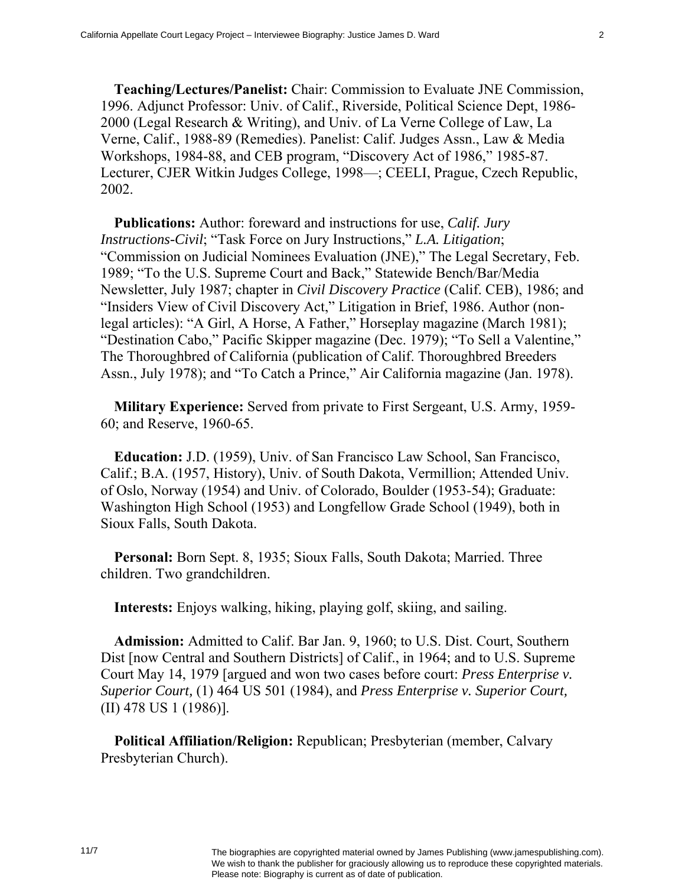**Teaching/Lectures/Panelist:** Chair: Commission to Evaluate JNE Commission, 1996. Adjunct Professor: Univ. of Calif., Riverside, Political Science Dept, 1986-2000 (Legal Research & Writing), and Univ. of La Verne College of Law, La Verne, Calif., 1988-89 (Remedies). Panelist: Calif. Judges Assn., Law & Media Workshops, 1984-88, and CEB program, "Discovery Act of 1986," 1985-87. Lecturer, CJER Witkin Judges College, 1998—; CEELI, Prague, Czech Republic, 2002.

**Publications:** Author: foreward and instructions for use, *Calif. Jury Instructions-Civil*; "Task Force on Jury Instructions," *L.A. Litigation*; "Commission on Judicial Nominees Evaluation (JNE)," The Legal Secretary, Feb. 1989; "To the U.S. Supreme Court and Back," Statewide Bench/Bar/Media Newsletter, July 1987; chapter in *Civil Discovery Practice* (Calif. CEB), 1986; and "Insiders View of Civil Discovery Act," Litigation in Brief, 1986. Author (non-legal articles): "A Girl, A Horse, A Father," Horseplay magazine (March 1981); "Destination Cabo," Pacific Skipper magazine (Dec. 1979); "To Sell a Valentine," The Thoroughbred of California (publication of Calif. Thoroughbred Breeders Assn., July 1978); and "To Catch a Prince," Air California magazine (Jan. 1978).

**Military Experience:** Served from private to First Sergeant, U.S. Army, 1959-60; and Reserve, 1960-65.

**Education:** J.D. (1959), Univ. of San Francisco Law School, San Francisco, Calif.; B.A. (1957, History), Univ. of South Dakota, Vermillion; Attended Univ. of Oslo, Norway (1954) and Univ. of Colorado, Boulder (1953-54); Graduate: Washington High School (1953) and Longfellow Grade School (1949), both in Sioux Falls, South Dakota.

**Personal:** Born Sept. 8, 1935; Sioux Falls, South Dakota; Married. Three children. Two grandchildren.

**Interests:** Enjoys walking, hiking, playing golf, skiing, and sailing.

**Admission:** Admitted to Calif. Bar Jan. 9, 1960; to U.S. Dist. Court, Southern Dist [now Central and Southern Districts] of Calif., in 1964; and to U.S. Supreme Court May 14, 1979 [argued and won two cases before court: *Press Enterprise v. Superior Court,* (1) 464 US 501 (1984), and *Press Enterprise v. Superior Court,* (II) 478 US 1 (1986)].

**Political Affiliation/Religion:** Republican; Presbyterian (member, Calvary Presbyterian Church).

The biographies are copyrighted material owned by James Publishing (www.jamespublishing.com). We wish to thank the publisher for graciously allowing us to reproduce these copyrighted materials. Please note: Biography is current as of date of publication.